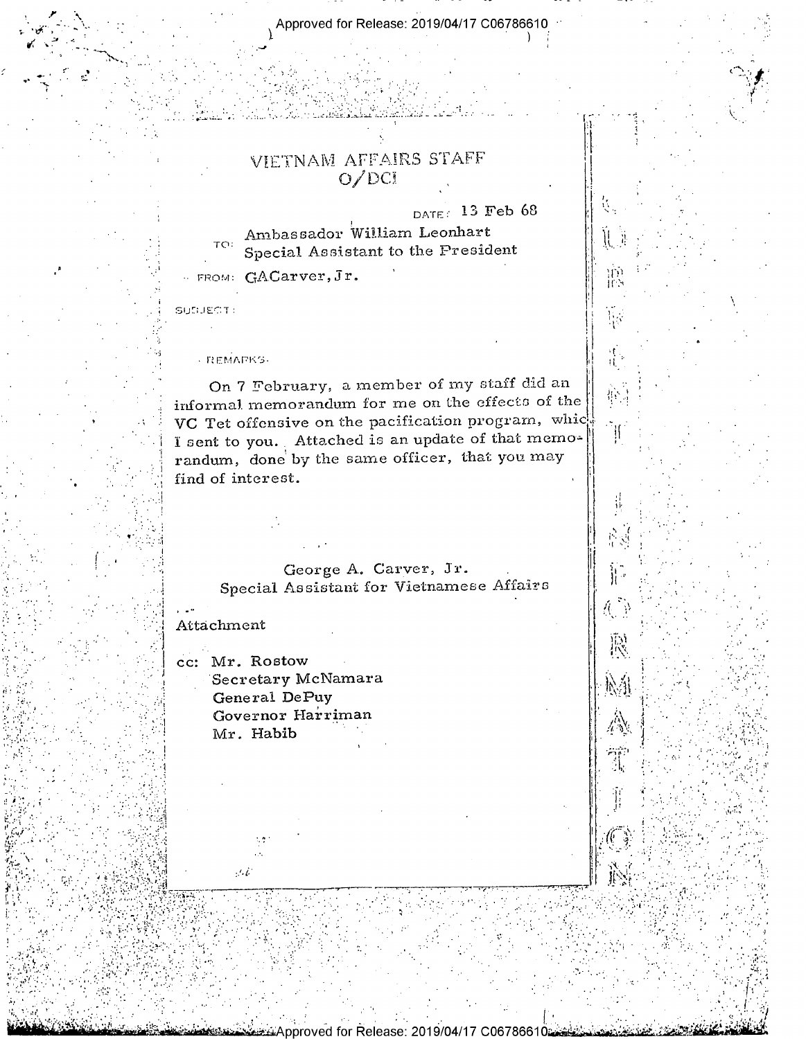# VIETNAM AFFAIRS STAFF
## O/DCI

DATE: 13 Feb 68

TO: Ambassador William Leonhart
Special Assistant to the President

FROM: GACarver, Jr.

SUBJECT:

REMARKS:

On 7 February, a member of my staff did an informal memorandum for me on the effects of the VC Tet offensive on the pacification program, which I sent to you. Attached is an update of that memorandum, done by the same officer, that you may find of interest.

George A. Carver, Jr.
Special Assistant for Vietnamese Affairs

Attachment

cc: Mr. Rostow
Secretary McNamara
General DePuy
Governor Harriman
Mr. Habib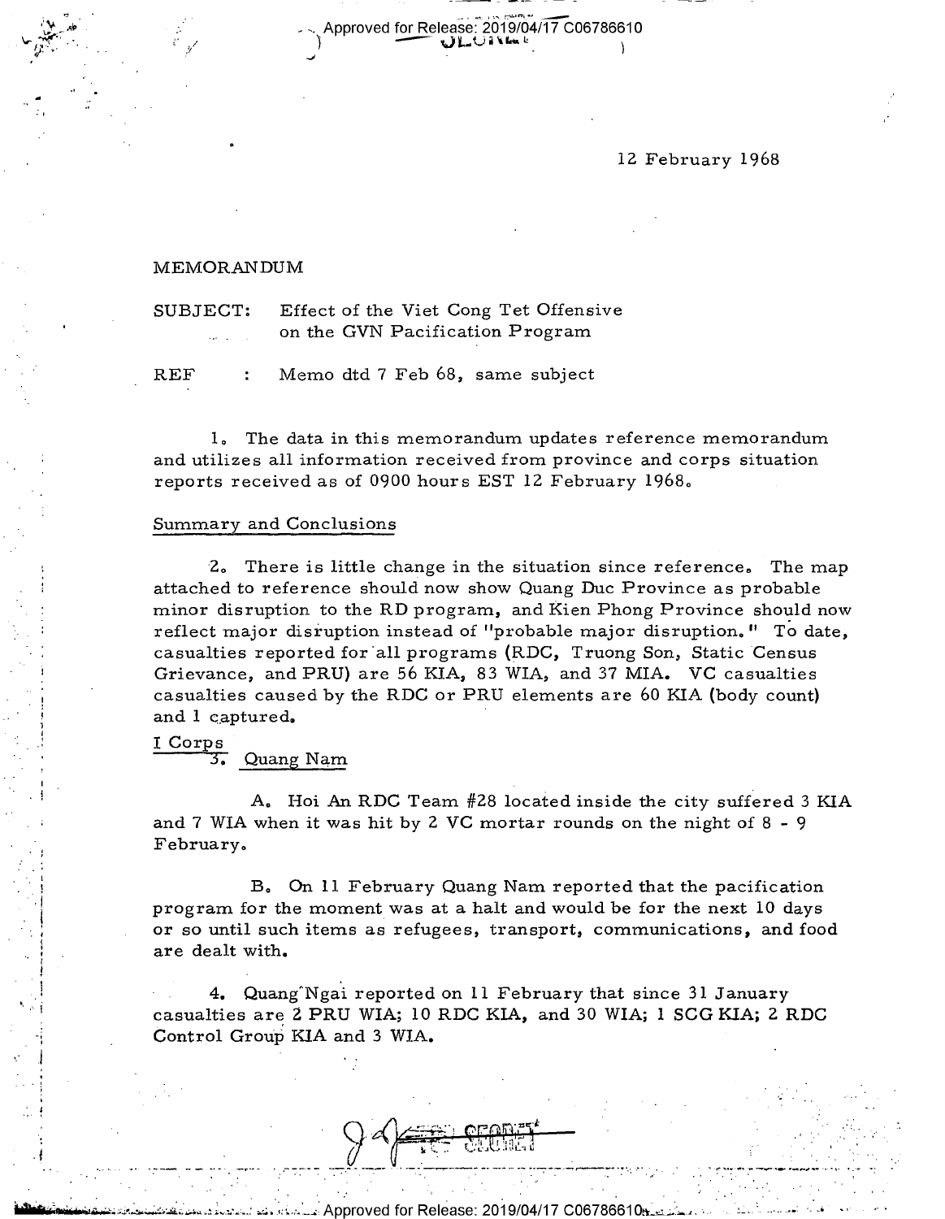12 February 1968

MEMORANDUM

SUBJECT: Effect of the Viet Cong Tet Offensive on the GVN Pacification Program

REF : Memo dtd 7 Feb 68, same subject

1. The data in this memorandum updates reference memorandum and utilizes all information received from province and corps situation reports received as of 0900 hours EST 12 February 1968.

Summary and Conclusions

2. There is little change in the situation since reference. The map attached to reference should now show Quang Duc Province as probable minor disruption to the RD program, and Kien Phong Province should now reflect major disruption instead of "probable major disruption." To date, casualties reported for all programs (RDC, Truong Son, Static Census Grievance, and PRU) are 56 KIA, 83 WIA, and 37 MIA. VC casualties casualties caused by the RDC or PRU elements are 60 KIA (body count) and 1 captured.

I Corps

3. Quang Nam

A. Hoi An RDC Team #28 located inside the city suffered 3 KIA and 7 WIA when it was hit by 2 VC mortar rounds on the night of 8 - 9 February.

B. On 11 February Quang Nam reported that the pacification program for the moment was at a halt and would be for the next 10 days or so until such items as refugees, transport, communications, and food are dealt with.

4. Quang Ngai reported on 11 February that since 31 January casualties are 2 PRU WIA; 10 RDC KIA, and 30 WIA; 1 SCG KIA; 2 RDC Control Group KIA and 3 WIA.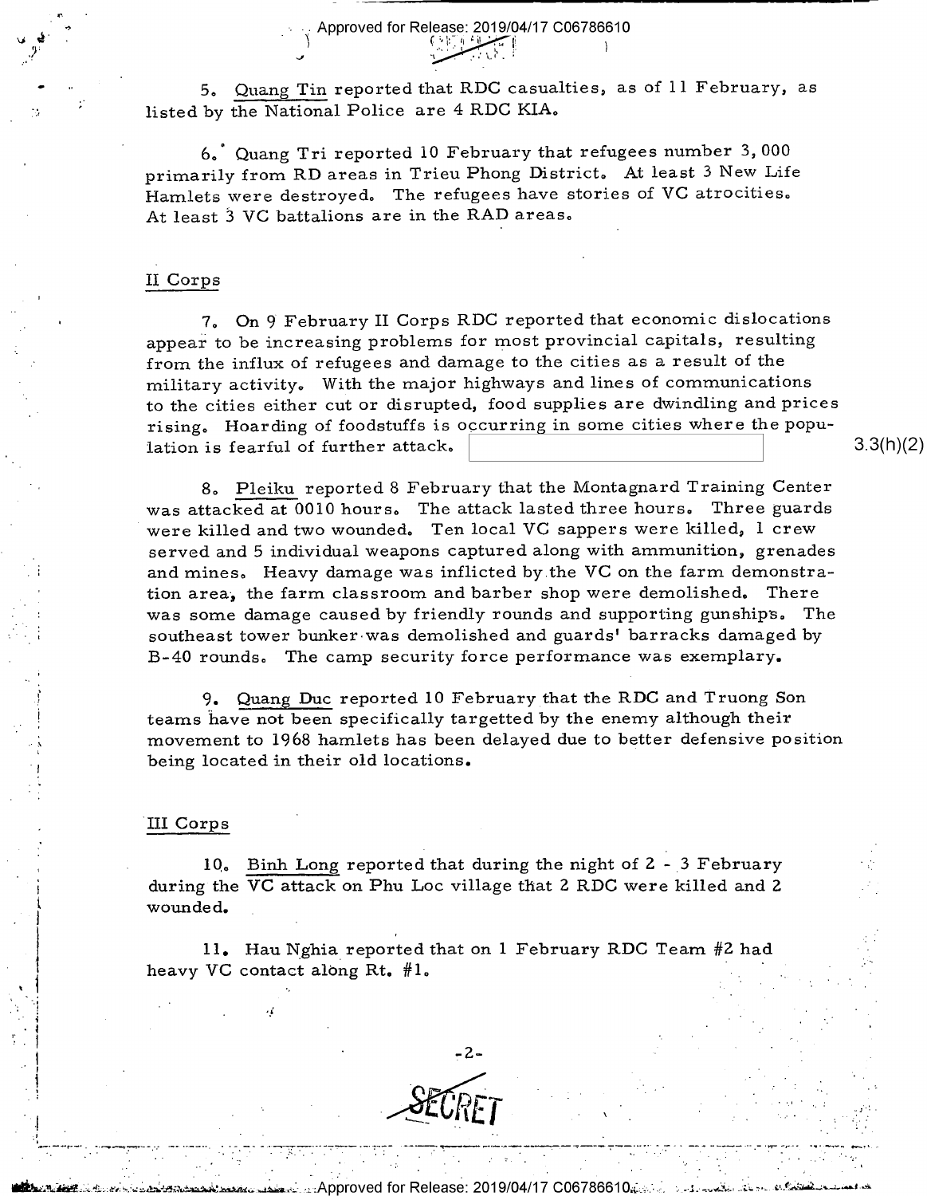5. Quang Tin reported that RDC casualties, as of 11 February, as listed by the National Police are 4 RDC KIA.

6. Quang Tri reported 10 February that refugees number 3,000 primarily from RD areas in Trieu Phong District. At least 3 New Life Hamlets were destroyed. The refugees have stories of VC atrocities. At least 3 VC battalions are in the RAD areas.

## II Corps

7. On 9 February II Corps RDC reported that economic dislocations appear to be increasing problems for most provincial capitals, resulting from the influx of refugees and damage to the cities as a result of the military activity. With the major highways and lines of communications to the cities either cut or disrupted, food supplies are dwindling and prices rising. Hoarding of foodstuffs is occurring in some cities where the population is fearful of further attack. [redacted] 3.3(h)(2)

8. Pleiku reported 8 February that the Montagnard Training Center was attacked at 0010 hours. The attack lasted three hours. Three guards were killed and two wounded. Ten local VC sappers were killed, 1 crew served and 5 individual weapons captured along with ammunition, grenades and mines. Heavy damage was inflicted by the VC on the farm demonstration area, the farm classroom and barber shop were demolished. There was some damage caused by friendly rounds and supporting gunships. The southeast tower bunker was demolished and guards' barracks damaged by B-40 rounds. The camp security force performance was exemplary.

9. Quang Duc reported 10 February that the RDC and Truong Son teams have not been specifically targetted by the enemy although their movement to 1968 hamlets has been delayed due to better defensive position being located in their old locations.

## III Corps

10. Binh Long reported that during the night of 2 - 3 February during the VC attack on Phu Loc village that 2 RDC were killed and 2 wounded.

11. Hau Nghia reported that on 1 February RDC Team #2 had heavy VC contact along Rt. #1.

SECRET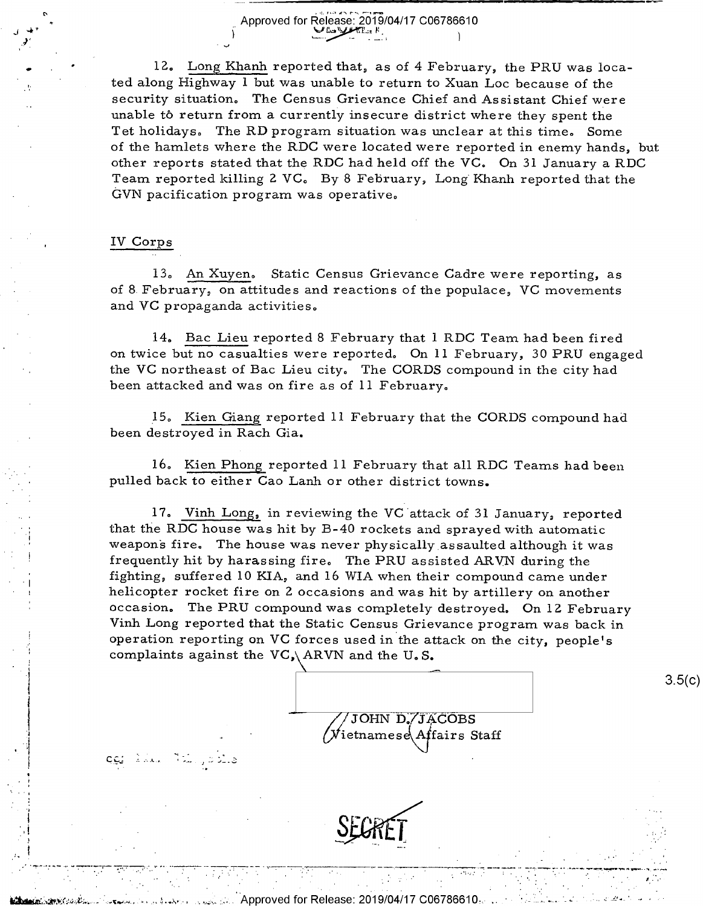12. Long Khanh reported that, as of 4 February, the PRU was located along Highway 1 but was unable to return to Xuan Loc because of the security situation. The Census Grievance Chief and Assistant Chief were unable to return from a currently insecure district where they spent the Tet holidays. The RD program situation was unclear at this time. Some of the hamlets where the RDC were located were reported in enemy hands, but other reports stated that the RDC had held off the VC. On 31 January a RDC Team reported killing 2 VC. By 8 February, Long Khanh reported that the GVN pacification program was operative.

## IV Corps

13. An Xuyen. Static Census Grievance Cadre were reporting, as of 8 February, on attitudes and reactions of the populace, VC movements and VC propaganda activities.

14. Bac Lieu reported 8 February that 1 RDC Team had been fired on twice but no casualties were reported. On 11 February, 30 PRU engaged the VC northeast of Bac Lieu city. The CORDS compound in the city had been attacked and was on fire as of 11 February.

15. Kien Giang reported 11 February that the CORDS compound had been destroyed in Rach Gia.

16. Kien Phong reported 11 February that all RDC Teams had been pulled back to either Cao Lanh or other district towns.

17. Vinh Long, in reviewing the VC attack of 31 January, reported that the RDC house was hit by B-40 rockets and sprayed with automatic weapons fire. The house was never physically assaulted although it was frequently hit by harassing fire. The PRU assisted ARVN during the fighting, suffered 10 KIA, and 16 WIA when their compound came under helicopter rocket fire on 2 occasions and was hit by artillery on another occasion. The PRU compound was completely destroyed. On 12 February Vinh Long reported that the Static Census Grievance program was back in operation reporting on VC forces used in the attack on the city, people's complaints against the VC, ARVN and the U.S.

3.5(c)

JOHN D. JACOBS
Vietnamese Affairs Staff

cc:

SECRET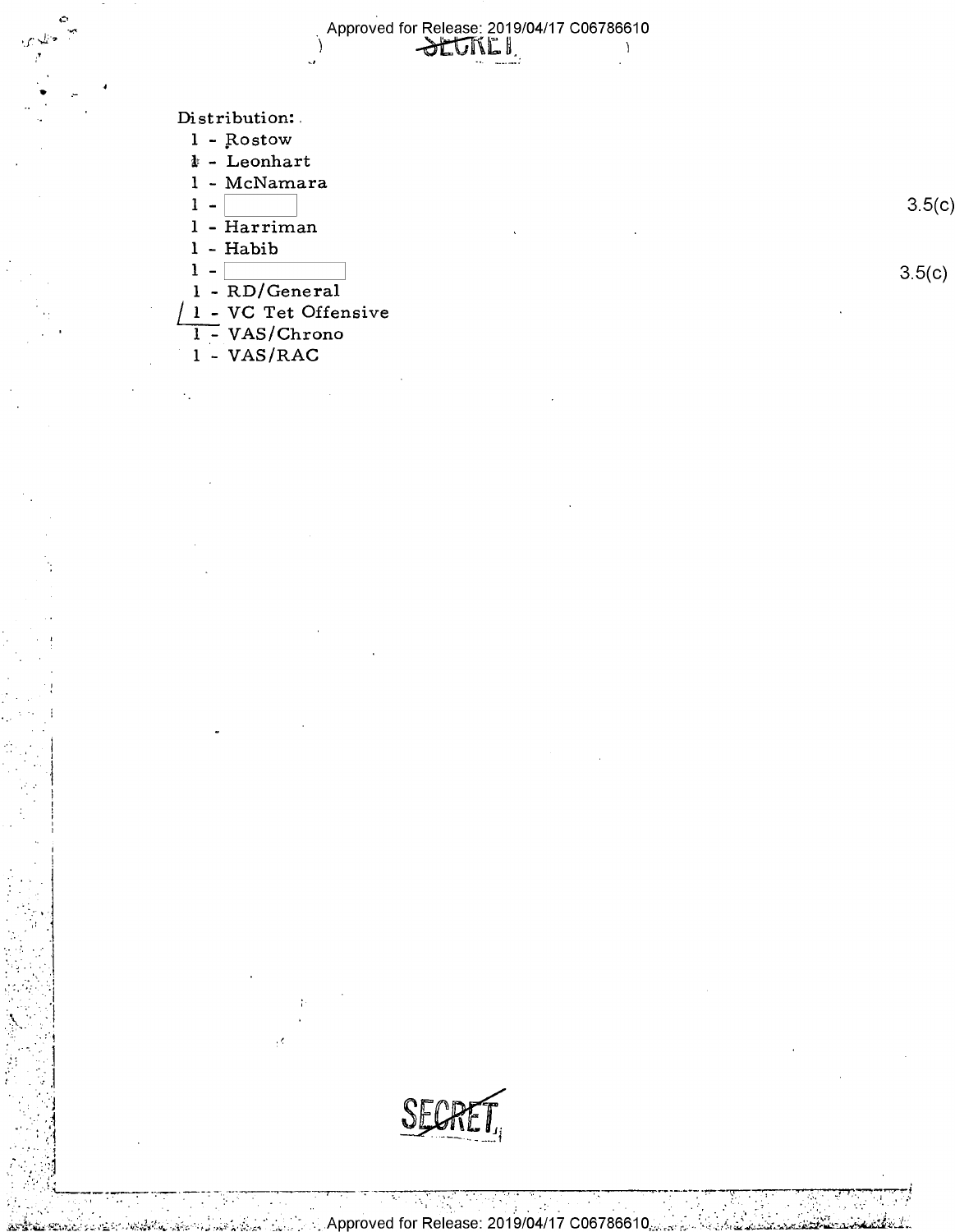SECRET

Distribution:
- 1 - Rostow
- 1 - Leonhart
- 1 - McNamara
- 1 - [ ] 3.5(c)
- 1 - Harriman
- 1 - Habib
- 1 - [ ] 3.5(c)
- 1 - RD/General
- 1 - VC Tet Offensive
- 1 - VAS/Chrono
- 1 - VAS/RAC

SECRET